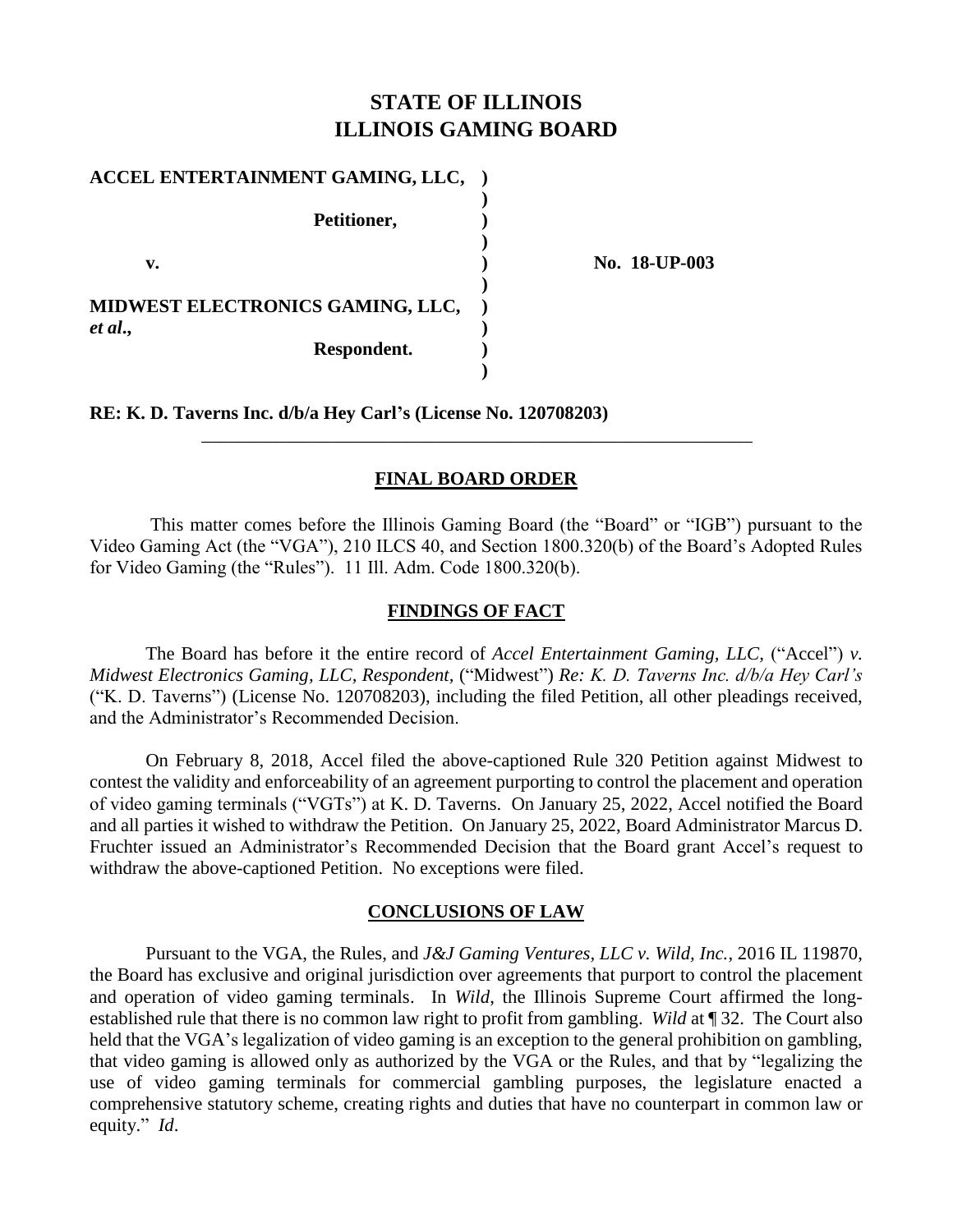# STATE OF ILLINOIS
# ILLINOIS GAMING BOARD

**ACCEL ENTERTAINMENT GAMING, LLC,**

**Petitioner,**

**v.**

**MIDWEST ELECTRONICS GAMING, LLC, *et al*.,**

**Respondent.**

**No. 18-UP-003**

**RE: K. D. Taverns Inc. d/b/a Hey Carl's (License No. 120708203)**

---

## FINAL BOARD ORDER

This matter comes before the Illinois Gaming Board (the "Board" or "IGB") pursuant to the Video Gaming Act (the "VGA"), 210 ILCS 40, and Section 1800.320(b) of the Board's Adopted Rules for Video Gaming (the "Rules"). 11 Ill. Adm. Code 1800.320(b).

## FINDINGS OF FACT

The Board has before it the entire record of *Accel Entertainment Gaming, LLC,* ("Accel") *v. Midwest Electronics Gaming, LLC, Respondent,* ("Midwest") *Re: K. D. Taverns Inc. d/b/a Hey Carl's* ("K. D. Taverns") (License No. 120708203), including the filed Petition, all other pleadings received, and the Administrator's Recommended Decision.

On February 8, 2018, Accel filed the above-captioned Rule 320 Petition against Midwest to contest the validity and enforceability of an agreement purporting to control the placement and operation of video gaming terminals ("VGTs") at K. D. Taverns. On January 25, 2022, Accel notified the Board and all parties it wished to withdraw the Petition. On January 25, 2022, Board Administrator Marcus D. Fruchter issued an Administrator's Recommended Decision that the Board grant Accel's request to withdraw the above-captioned Petition. No exceptions were filed.

## CONCLUSIONS OF LAW

Pursuant to the VGA, the Rules, and *J&J Gaming Ventures, LLC v. Wild, Inc.*, 2016 IL 119870, the Board has exclusive and original jurisdiction over agreements that purport to control the placement and operation of video gaming terminals. In *Wild*, the Illinois Supreme Court affirmed the long-established rule that there is no common law right to profit from gambling. *Wild* at ¶ 32. The Court also held that the VGA's legalization of video gaming is an exception to the general prohibition on gambling, that video gaming is allowed only as authorized by the VGA or the Rules, and that by "legalizing the use of video gaming terminals for commercial gambling purposes, the legislature enacted a comprehensive statutory scheme, creating rights and duties that have no counterpart in common law or equity." *Id*.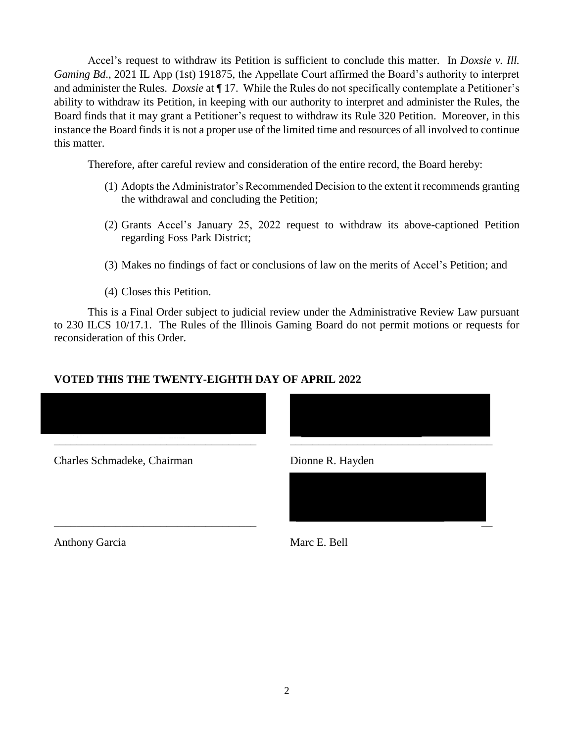Accel's request to withdraw its Petition is sufficient to conclude this matter. In *Doxsie v. Ill. Gaming Bd.*, 2021 IL App (1st) 191875, the Appellate Court affirmed the Board's authority to interpret and administer the Rules. *Doxsie* at ¶ 17. While the Rules do not specifically contemplate a Petitioner's ability to withdraw its Petition, in keeping with our authority to interpret and administer the Rules, the Board finds that it may grant a Petitioner's request to withdraw its Rule 320 Petition. Moreover, in this instance the Board finds it is not a proper use of the limited time and resources of all involved to continue this matter.

Therefore, after careful review and consideration of the entire record, the Board hereby:

(1) Adopts the Administrator's Recommended Decision to the extent it recommends granting the withdrawal and concluding the Petition;

(2) Grants Accel's January 25, 2022 request to withdraw its above-captioned Petition regarding Foss Park District;

(3) Makes no findings of fact or conclusions of law on the merits of Accel's Petition; and

(4) Closes this Petition.

This is a Final Order subject to judicial review under the Administrative Review Law pursuant to 230 ILCS 10/17.1. The Rules of the Illinois Gaming Board do not permit motions or requests for reconsideration of this Order.

**VOTED THIS THE TWENTY-EIGHTH DAY OF APRIL 2022**

\_\_\_\_\_\_\_\_\_\_\_\_\_\_\_\_\_\_\_\_\_\_\_\_\_\_\_\_\_\_\_\_\_\_\_
Charles Schmadeke, Chairman

\_\_\_\_\_\_\_\_\_\_\_\_\_\_\_\_\_\_\_\_\_\_\_\_\_\_\_\_\_\_\_\_\_\_\_
Dionne R. Hayden

\_\_\_\_\_\_\_\_\_\_\_\_\_\_\_\_\_\_\_\_\_\_\_\_\_\_\_\_\_\_\_\_\_\_\_
Anthony Garcia

\_\_\_\_\_\_\_\_\_\_\_\_\_\_\_\_\_\_\_\_\_\_\_\_\_\_\_\_\_\_\_\_\_\_\_
Marc E. Bell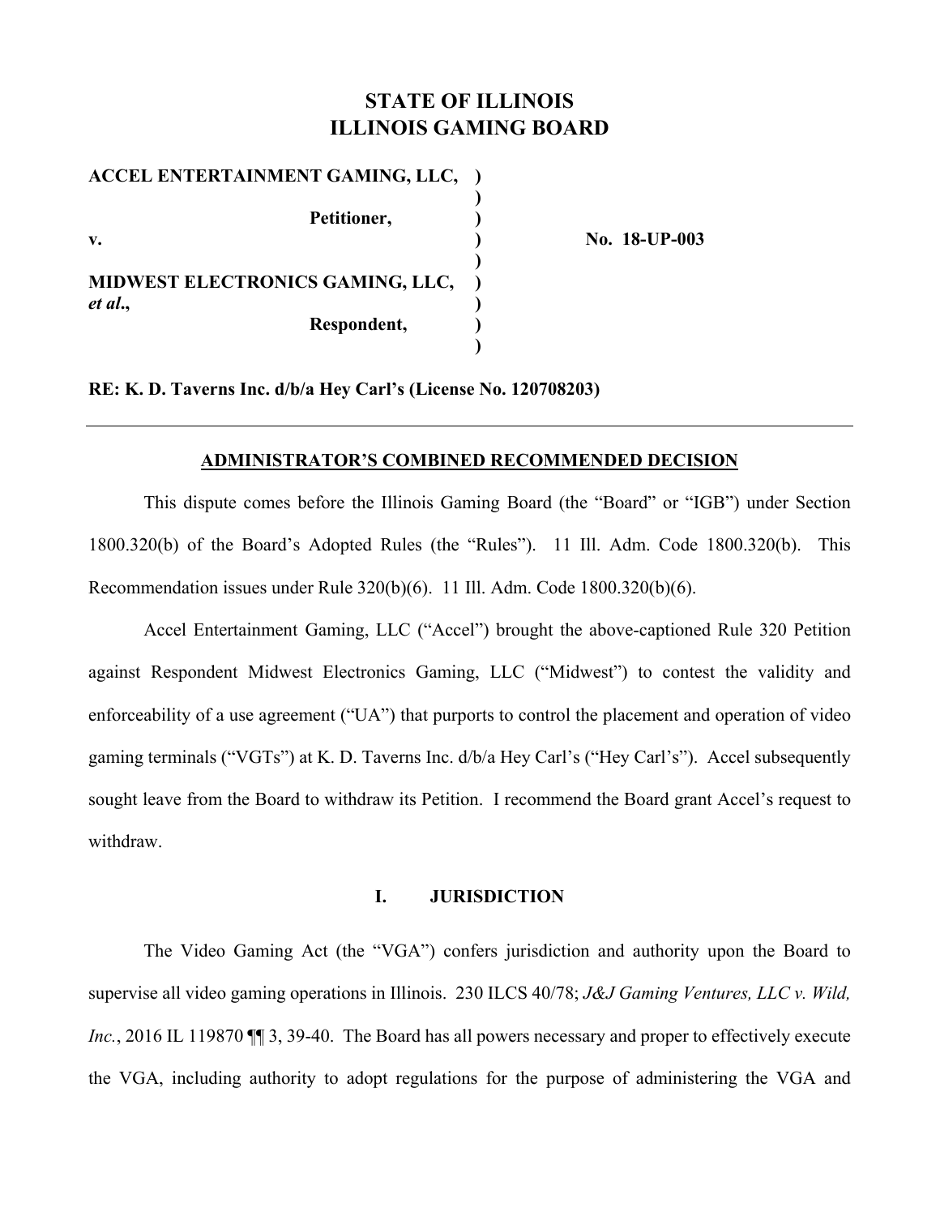# STATE OF ILLINOIS
# ILLINOIS GAMING BOARD

| | | |
|---|---|---|
| **ACCEL ENTERTAINMENT GAMING, LLC,** | **)** | |
| | **)** | |
| **Petitioner,** | **)** | |
| **v.** | **)** | **No. 18-UP-003** |
| | **)** | |
| **MIDWEST ELECTRONICS GAMING, LLC,** ***et al*.,** | **)** | |
| **Respondent,** | **)** | |
| | **)** | |

**RE: K. D. Taverns Inc. d/b/a Hey Carl's (License No. 120708203)**

---

**ADMINISTRATOR'S COMBINED RECOMMENDED DECISION**

This dispute comes before the Illinois Gaming Board (the "Board" or "IGB") under Section 1800.320(b) of the Board's Adopted Rules (the "Rules"). 11 Ill. Adm. Code 1800.320(b). This Recommendation issues under Rule 320(b)(6). 11 Ill. Adm. Code 1800.320(b)(6).

Accel Entertainment Gaming, LLC ("Accel") brought the above-captioned Rule 320 Petition against Respondent Midwest Electronics Gaming, LLC ("Midwest") to contest the validity and enforceability of a use agreement ("UA") that purports to control the placement and operation of video gaming terminals ("VGTs") at K. D. Taverns Inc. d/b/a Hey Carl's ("Hey Carl's"). Accel subsequently sought leave from the Board to withdraw its Petition. I recommend the Board grant Accel's request to withdraw.

## I. JURISDICTION

The Video Gaming Act (the "VGA") confers jurisdiction and authority upon the Board to supervise all video gaming operations in Illinois. 230 ILCS 40/78; *J&J Gaming Ventures, LLC v. Wild, Inc.*, 2016 IL 119870 ¶¶ 3, 39-40. The Board has all powers necessary and proper to effectively execute the VGA, including authority to adopt regulations for the purpose of administering the VGA and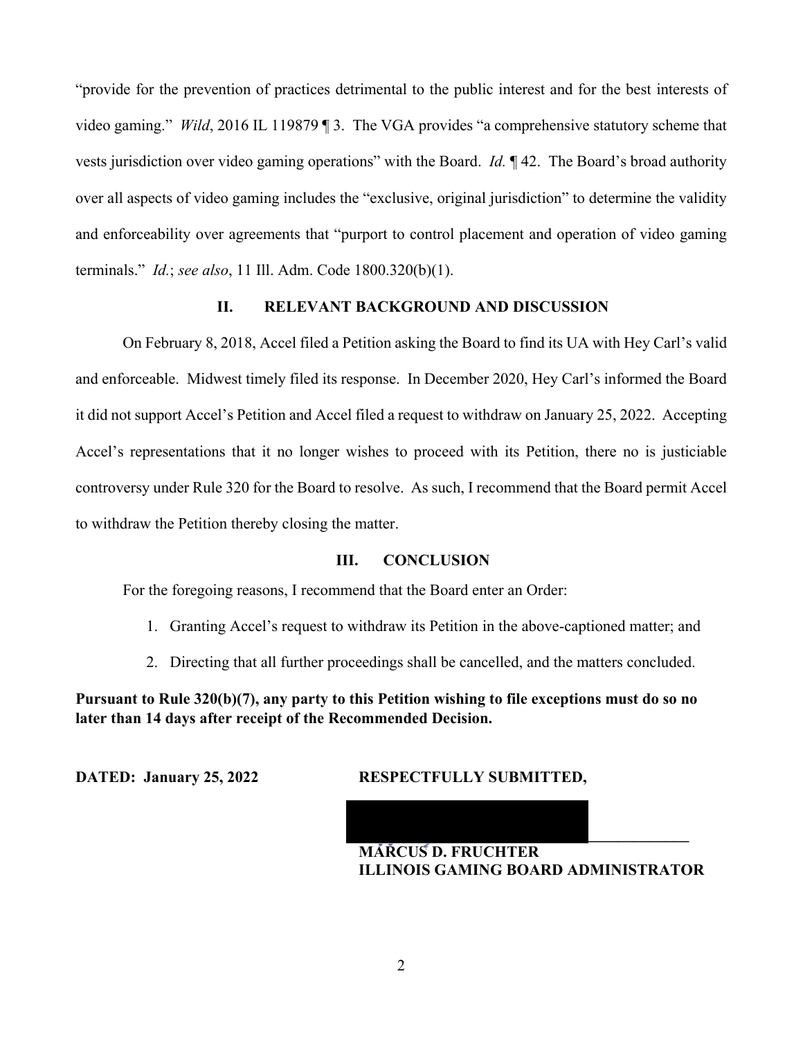"provide for the prevention of practices detrimental to the public interest and for the best interests of video gaming." *Wild*, 2016 IL 119879 ¶ 3. The VGA provides "a comprehensive statutory scheme that vests jurisdiction over video gaming operations" with the Board. *Id.* ¶ 42. The Board's broad authority over all aspects of video gaming includes the "exclusive, original jurisdiction" to determine the validity and enforceability over agreements that "purport to control placement and operation of video gaming terminals." *Id.*; *see also*, 11 Ill. Adm. Code 1800.320(b)(1).

## II. RELEVANT BACKGROUND AND DISCUSSION

On February 8, 2018, Accel filed a Petition asking the Board to find its UA with Hey Carl's valid and enforceable. Midwest timely filed its response. In December 2020, Hey Carl's informed the Board it did not support Accel's Petition and Accel filed a request to withdraw on January 25, 2022. Accepting Accel's representations that it no longer wishes to proceed with its Petition, there no is justiciable controversy under Rule 320 for the Board to resolve. As such, I recommend that the Board permit Accel to withdraw the Petition thereby closing the matter.

## III. CONCLUSION

For the foregoing reasons, I recommend that the Board enter an Order:

1. Granting Accel's request to withdraw its Petition in the above-captioned matter; and
2. Directing that all further proceedings shall be cancelled, and the matters concluded.

**Pursuant to Rule 320(b)(7), any party to this Petition wishing to file exceptions must do so no later than 14 days after receipt of the Recommended Decision.**

**DATED: January 25, 2022**

**RESPECTFULLY SUBMITTED,**

**MARCUS D. FRUCHTER**
**ILLINOIS GAMING BOARD ADMINISTRATOR**